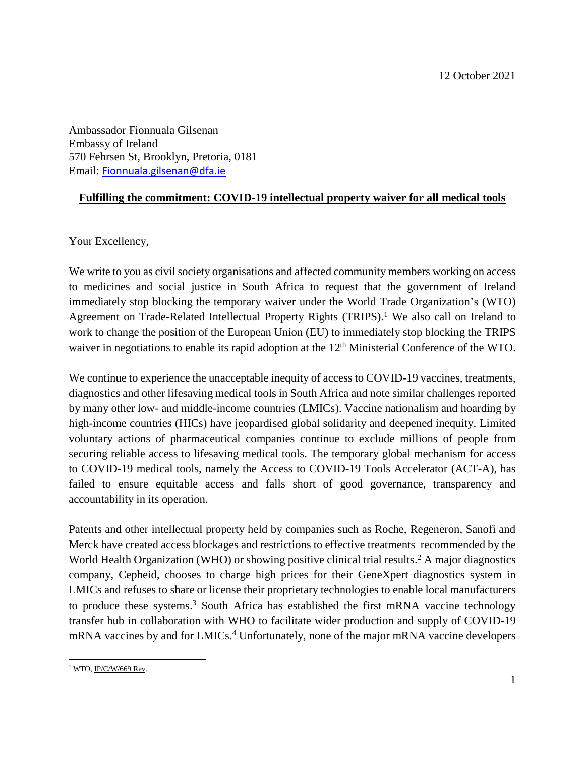12 October 2021

Ambassador Fionnuala Gilsenan
Embassy of Ireland
570 Fehrsen St, Brooklyn, Pretoria, 0181
Email: Fionnuala.gilsenan@dfa.ie

**Fulfilling the commitment: COVID-19 intellectual property waiver for all medical tools**

Your Excellency,

We write to you as civil society organisations and affected community members working on access to medicines and social justice in South Africa to request that the government of Ireland immediately stop blocking the temporary waiver under the World Trade Organization's (WTO) Agreement on Trade-Related Intellectual Property Rights (TRIPS).[1] We also call on Ireland to work to change the position of the European Union (EU) to immediately stop blocking the TRIPS waiver in negotiations to enable its rapid adoption at the 12th Ministerial Conference of the WTO.

We continue to experience the unacceptable inequity of access to COVID-19 vaccines, treatments, diagnostics and other lifesaving medical tools in South Africa and note similar challenges reported by many other low- and middle-income countries (LMICs). Vaccine nationalism and hoarding by high-income countries (HICs) have jeopardised global solidarity and deepened inequity. Limited voluntary actions of pharmaceutical companies continue to exclude millions of people from securing reliable access to lifesaving medical tools. The temporary global mechanism for access to COVID-19 medical tools, namely the Access to COVID-19 Tools Accelerator (ACT-A), has failed to ensure equitable access and falls short of good governance, transparency and accountability in its operation.

Patents and other intellectual property held by companies such as Roche, Regeneron, Sanofi and Merck have created access blockages and restrictions to effective treatments recommended by the World Health Organization (WHO) or showing positive clinical trial results.[2] A major diagnostics company, Cepheid, chooses to charge high prices for their GeneXpert diagnostics system in LMICs and refuses to share or license their proprietary technologies to enable local manufacturers to produce these systems.[3] South Africa has established the first mRNA vaccine technology transfer hub in collaboration with WHO to facilitate wider production and supply of COVID-19 mRNA vaccines by and for LMICs.[4] Unfortunately, none of the major mRNA vaccine developers

[1] WTO, IP/C/W/669 Rev.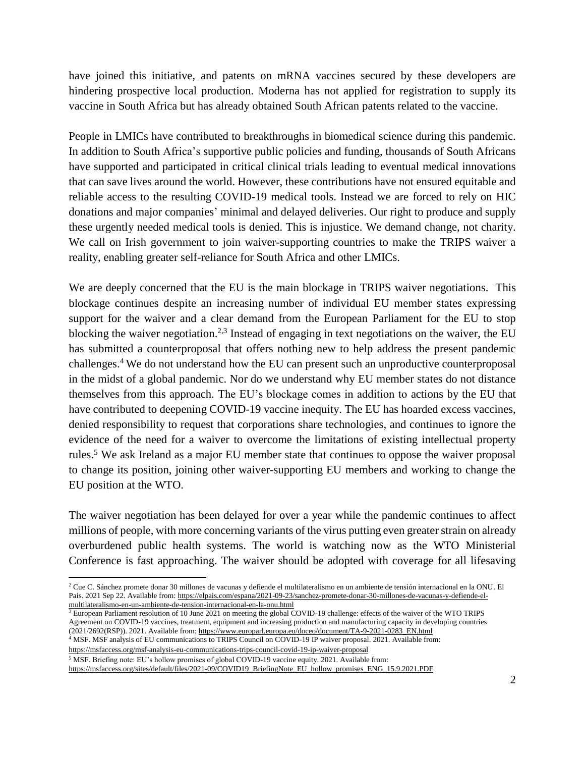have joined this initiative, and patents on mRNA vaccines secured by these developers are hindering prospective local production. Moderna has not applied for registration to supply its vaccine in South Africa but has already obtained South African patents related to the vaccine.

People in LMICs have contributed to breakthroughs in biomedical science during this pandemic. In addition to South Africa's supportive public policies and funding, thousands of South Africans have supported and participated in critical clinical trials leading to eventual medical innovations that can save lives around the world. However, these contributions have not ensured equitable and reliable access to the resulting COVID-19 medical tools. Instead we are forced to rely on HIC donations and major companies' minimal and delayed deliveries. Our right to produce and supply these urgently needed medical tools is denied. This is injustice. We demand change, not charity. We call on Irish government to join waiver-supporting countries to make the TRIPS waiver a reality, enabling greater self-reliance for South Africa and other LMICs.

We are deeply concerned that the EU is the main blockage in TRIPS waiver negotiations. This blockage continues despite an increasing number of individual EU member states expressing support for the waiver and a clear demand from the European Parliament for the EU to stop blocking the waiver negotiation.[2,3] Instead of engaging in text negotiations on the waiver, the EU has submitted a counterproposal that offers nothing new to help address the present pandemic challenges.[4] We do not understand how the EU can present such an unproductive counterproposal in the midst of a global pandemic. Nor do we understand why EU member states do not distance themselves from this approach. The EU's blockage comes in addition to actions by the EU that have contributed to deepening COVID-19 vaccine inequity. The EU has hoarded excess vaccines, denied responsibility to request that corporations share technologies, and continues to ignore the evidence of the need for a waiver to overcome the limitations of existing intellectual property rules.[5] We ask Ireland as a major EU member state that continues to oppose the waiver proposal to change its position, joining other waiver-supporting EU members and working to change the EU position at the WTO.

The waiver negotiation has been delayed for over a year while the pandemic continues to affect millions of people, with more concerning variants of the virus putting even greater strain on already overburdened public health systems. The world is watching now as the WTO Ministerial Conference is fast approaching. The waiver should be adopted with coverage for all lifesaving

---

[2] Cue C. Sánchez promete donar 30 millones de vacunas y defiende el multilateralismo en un ambiente de tensión internacional en la ONU. El Pais. 2021 Sep 22. Available from: https://elpais.com/espana/2021-09-23/sanchez-promete-donar-30-millones-de-vacunas-y-defiende-el-multilateralismo-en-un-ambiente-de-tension-internacional-en-la-onu.html

[3] European Parliament resolution of 10 June 2021 on meeting the global COVID-19 challenge: effects of the waiver of the WTO TRIPS Agreement on COVID-19 vaccines, treatment, equipment and increasing production and manufacturing capacity in developing countries (2021/2692(RSP)). 2021. Available from: https://www.europarl.europa.eu/doceo/document/TA-9-2021-0283_EN.html

[4] MSF. MSF analysis of EU communications to TRIPS Council on COVID-19 IP waiver proposal. 2021. Available from: https://msfaccess.org/msf-analysis-eu-communications-trips-council-covid-19-ip-waiver-proposal

[5] MSF. Briefing note: EU's hollow promises of global COVID-19 vaccine equity. 2021. Available from: https://msfaccess.org/sites/default/files/2021-09/COVID19_BriefingNote_EU_hollow_promises_ENG_15.9.2021.PDF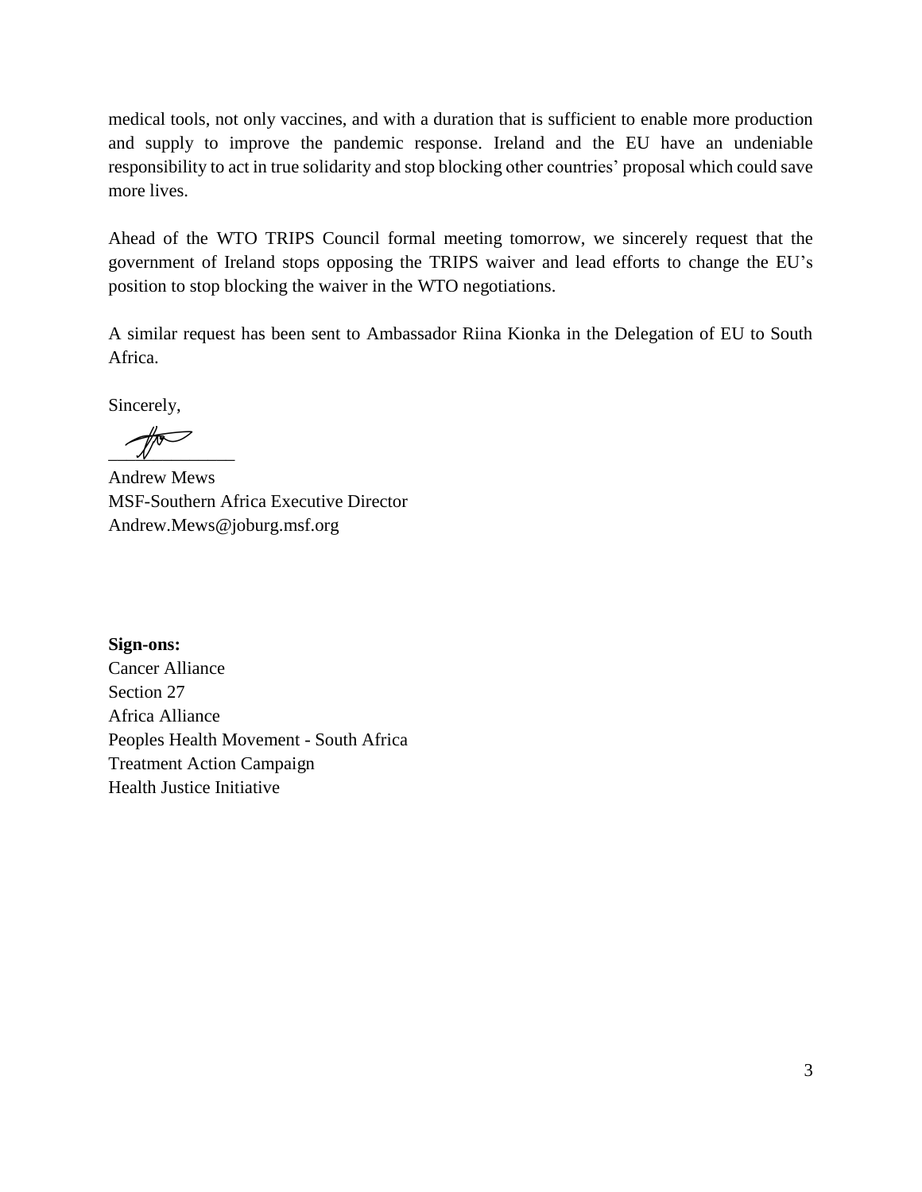medical tools, not only vaccines, and with a duration that is sufficient to enable more production and supply to improve the pandemic response. Ireland and the EU have an undeniable responsibility to act in true solidarity and stop blocking other countries' proposal which could save more lives.

Ahead of the WTO TRIPS Council formal meeting tomorrow, we sincerely request that the government of Ireland stops opposing the TRIPS waiver and lead efforts to change the EU's position to stop blocking the waiver in the WTO negotiations.

A similar request has been sent to Ambassador Riina Kionka in the Delegation of EU to South Africa.

Sincerely,

Andrew Mews
MSF-Southern Africa Executive Director
Andrew.Mews@joburg.msf.org

**Sign-ons:**
Cancer Alliance
Section 27
Africa Alliance
Peoples Health Movement - South Africa
Treatment Action Campaign
Health Justice Initiative